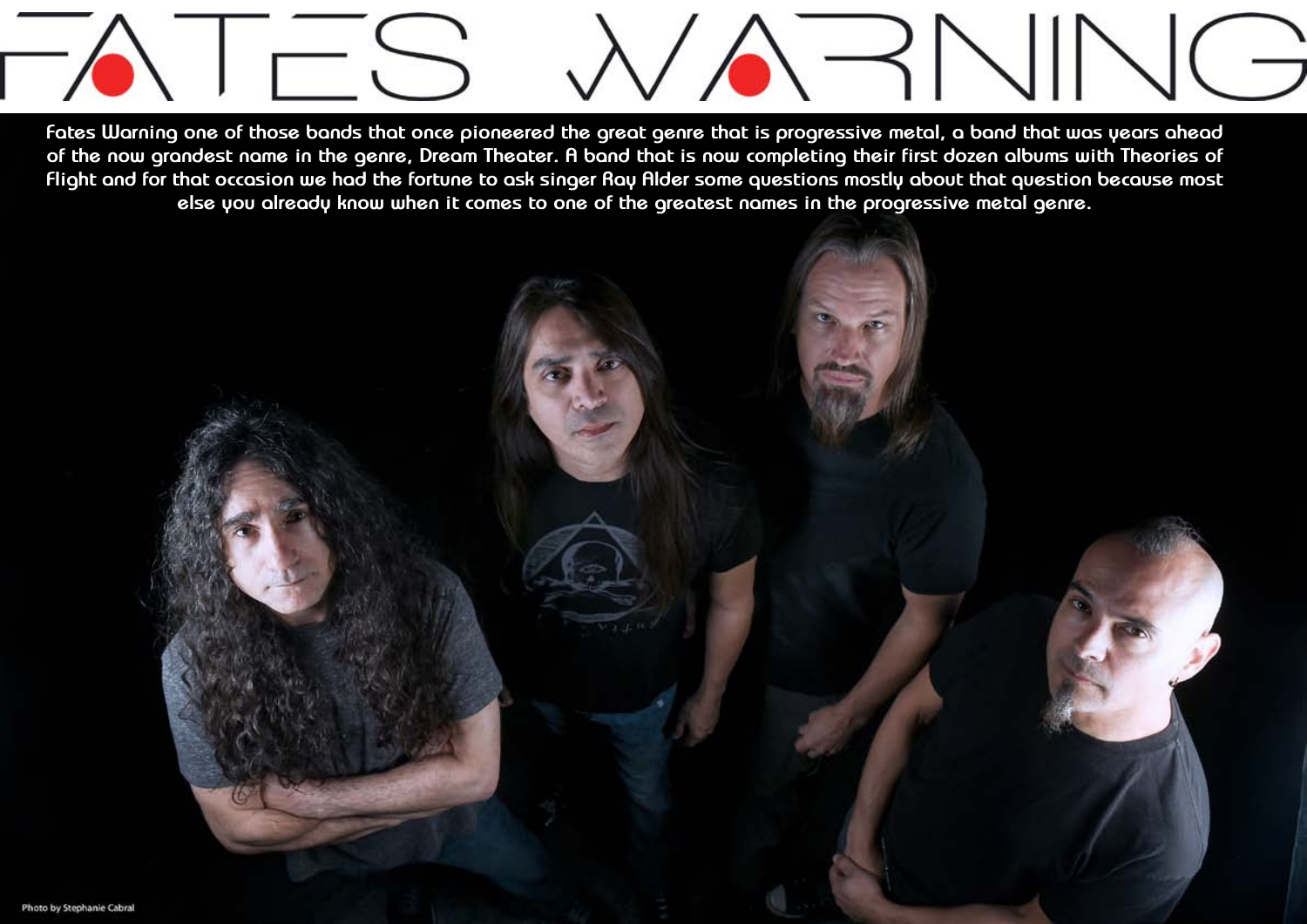# FATES WARNING

**Fates Warning one of those bands that once pioneered the great genre that is progressive metal, a band that was years ahead of the now grandest name in the genre, Dream Theater. A band that is now completing their first dozen albums with Theories of Flight and for that occasion we had the fortune to ask singer Ray Alder some questions mostly about that question because most else you already know when it comes to one of the greatest names in the progressive metal genre.**

Photo by Stephanie Cabral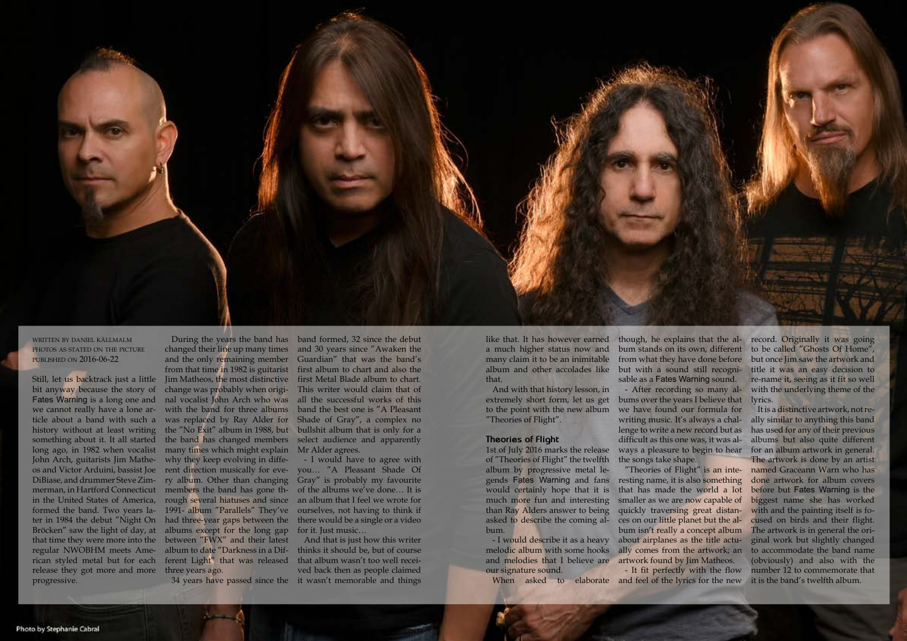WRITTEN BY DANIEL KÄLLMALM
PHOTOS AS STATED ON THE PICTURE
PUBLISHED ON 2016-06-22

Still, let us backtrack just a little bit anyway because the story of Fates Warning is a long one and we cannot really have a lone article about a band with such a history without at least writing something about it. It all started long ago, in 1982 when vocalist John Arch, guitarists Jim Matheos and Victor Arduini, bassist Joe DiBiase, and drummer Steve Zimmerman, in Hartford Connecticut in the United States of America, formed the band. Two years later in 1984 the debut "Night On Bröcken" saw the light of day, at that time they were more into the regular NWOBHM meets American styled metal but for each release they got more and more progressive.

During the years the band has changed their line up many times and the only remaining member from that time in 1982 is guitarist Jim Matheos, the most distinctive change was probably when original vocalist John Arch who was with the band for three albums was replaced by Ray Alder for the "No Exit" album in 1988, but the band has changed members many times which might explain why they keep evolving in different direction musically for every album. Other than changing members the band has gone through several hiatuses and since 1991- album "Parallels" They've had three-year gaps between the albums except for the long gap between "FWX" and their latest album to date "Darkness in a Different Light" that was released three years ago.

34 years have passed since the band formed, 32 since the debut and 30 years since "Awaken the Guardian" that was the band's first album to chart and also the first Metal Blade album to chart. This writer would claim that of all the successful works of this band the best one is "A Pleasant Shade of Gray", a complex no bullshit album that is only for a select audience and apparently Mr Alder agrees.

- I would have to agree with you… "A Pleasant Shade Of Gray" is probably my favourite of the albums we've done… It is an album that I feel we wrote for ourselves, not having to think if there would be a single or a video for it. Just music…

And that is just how this writer thinks it should be, but of course that album wasn't too well received back then as people claimed it wasn't memorable and things like that. It has however earned a much higher status now and many claim it to be an inimitable album and other accolades like that.

And with that history lesson, in extremely short form, let us get to the point with the new album "Theories of Flight".

### Theories of Flight

1st of July 2016 marks the release of "Theories of Flight" the twelfth album by progressive metal legends Fates Warning and fans would certainly hope that it is much more fun and interesting than Ray Alders answer to being asked to describe the coming album.

- I would describe it as a heavy melodic album with some hooks and melodies that I believe are our signature sound.

When asked to elaborate though, he explains that the album stands on its own, different from what they have done before but with a sound still recognisable as a Fates Warning sound.

- After recording so many albums over the years I believe that we have found our formula for writing music. It's always a challenge to write a new record but as difficult as this one was, it was always a pleasure to begin to hear the songs take shape.

"Theories of Flight" is an interesting name, it is also something that has made the world a lot smaller as we are now capable of quickly traversing great distances on our little planet but the album isn't really a concept album about airplanes as the title actually comes from the artwork; an artwork found by Jim Matheos.

- It fit perfectly with the flow and feel of the lyrics for the new record. Originally it was going to be called "Ghosts Of Home", but once Jim saw the artwork and title it was an easy decision to re-name it, seeing as it fit so well with the underlying theme of the lyrics.

It is a distinctive artwork, not really similar to anything this band has used for any of their previous albums but also quite different for an album artwork in general. The artwork is done by an artist named Graceann Warn who has done artwork for album covers before but Fates Warning is the biggest name she has worked with and the painting itself is focused on birds and their flight. The artwork is in general the original work but slightly changed to accommodate the band name (obviously) and also with the number 12 to commemorate that it is the band's twelfth album.

Photo by Stephanie Cabral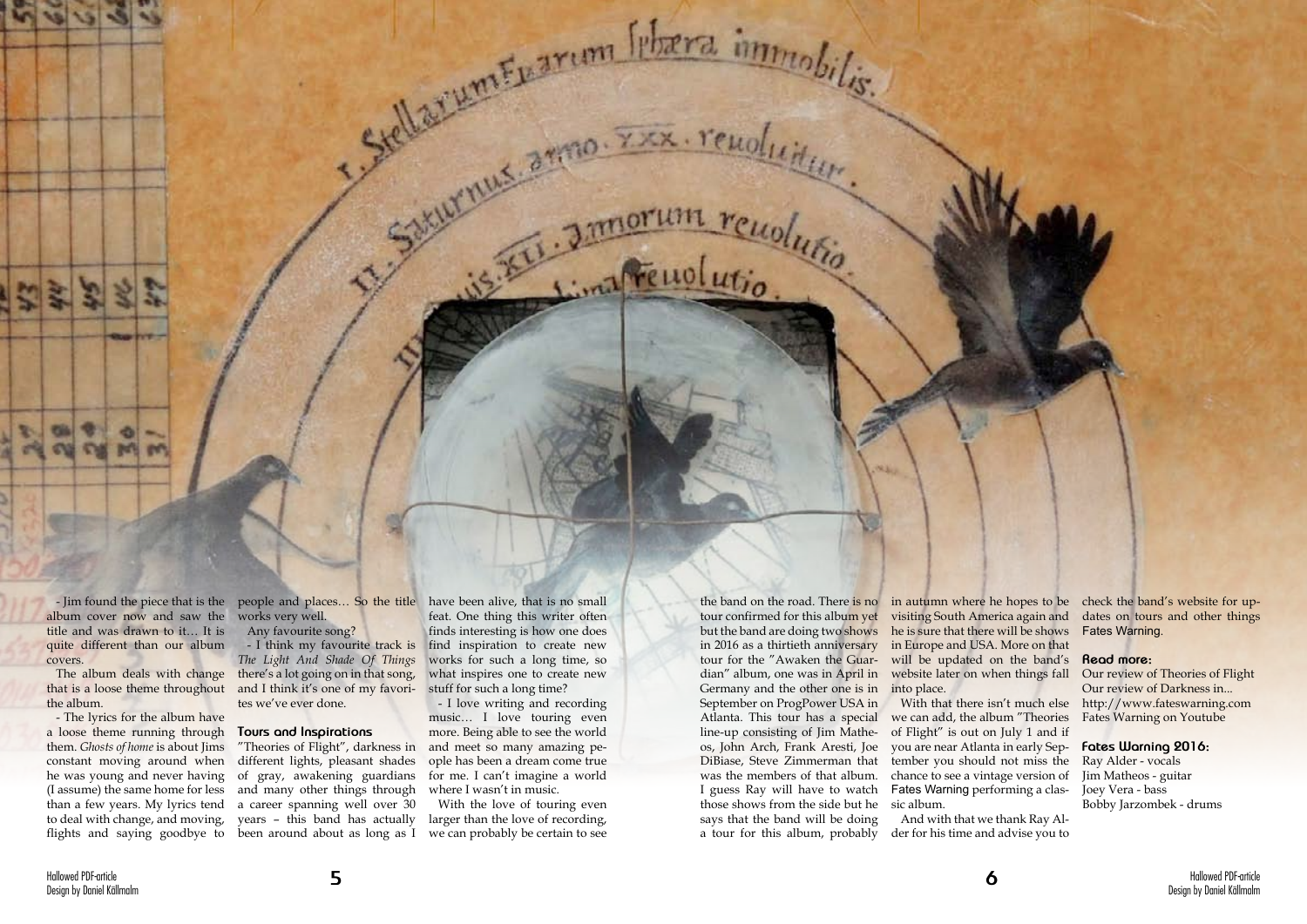- Jim found the piece that is the album cover now and saw the title and was drawn to it… It is quite different than our album covers.

The album deals with change that is a loose theme throughout the album.

- The lyrics for the album have a loose theme running through them. *Ghosts of home* is about Jims constant moving around when he was young and never having (I assume) the same home for less than a few years. My lyrics tend to deal with change, and moving, flights and saying goodbye to people and places… So the title works very well.

Any favourite song?

- I think my favourite track is *The Light And Shade Of Things* there's a lot going on in that song, and I think it's one of my favorites we've ever done.

### Tours and Inspirations

"Theories of Flight", darkness in different lights, pleasant shades of gray, awakening guardians and many other things through a career spanning well over 30 years – this band has actually been around about as long as I have been alive, that is no small feat. One thing this writer often finds interesting is how one does find inspiration to create new works for such a long time, so what inspires one to create new stuff for such a long time?

- I love writing and recording music… I love touring even more. Being able to see the world and meet so many amazing people has been a dream come true for me. I can't imagine a world where I wasn't in music.

With the love of touring even larger than the love of recording, we can probably be certain to see the band on the road. There is no tour confirmed for this album yet but the band are doing two shows in 2016 as a thirtieth anniversary tour for the "Awaken the Guardian" album, one was in April in Germany and the other one is in September on ProgPower USA in Atlanta. This tour has a special line-up consisting of Jim Matheos, John Arch, Frank Aresti, Joe DiBiase, Steve Zimmerman that was the members of that album. I guess Ray will have to watch those shows from the side but he says that the band will be doing a tour for this album, probably in autumn where he hopes to be visiting South America again and he is sure that there will be shows in Europe and USA. More on that will be updated on the band's website later on when things fall into place.

With that there isn't much else we can add, the album "Theories of Flight" is out on July 1 and if you are near Atlanta in early September you should not miss the chance to see a vintage version of Fates Warning performing a classic album.

And with that we thank Ray Alder for his time and advise you to check the band's website for updates on tours and other things Fates Warning.

### Read more:

Our review of Theories of Flight
Our review of Darkness in...
http://www.fateswarning.com
Fates Warning on Youtube

### Fates Warning 2016:

Ray Alder - vocals
Jim Matheos - guitar
Joey Vera - bass
Bobby Jarzombek - drums